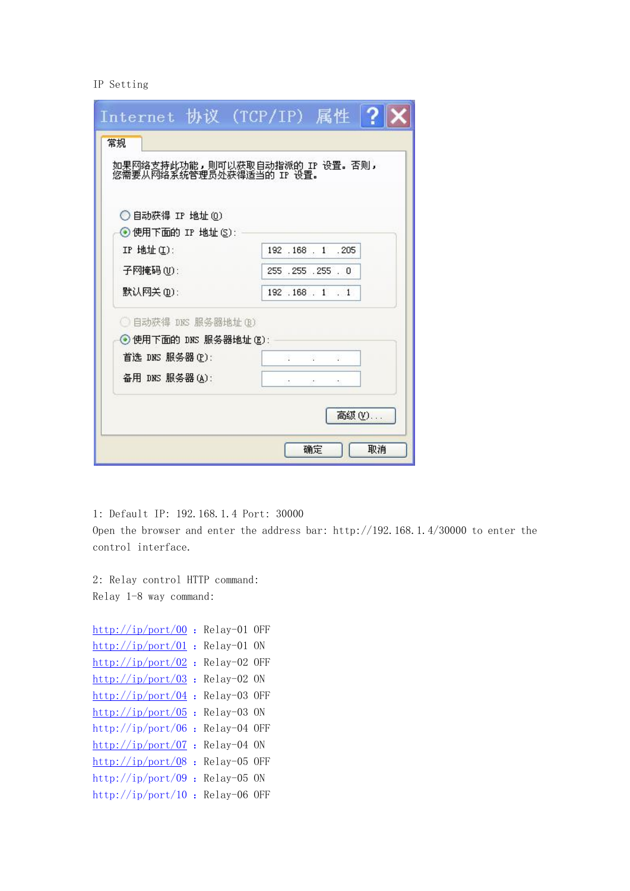IP Setting

Internet 协议 (TCP/IP) 属性

常规

如果网络支持此功能，则可以获取自动指派的 IP 设置。否则，您需要从网络系统管理员处获得适当的 IP 设置。

○ 自动获得 IP 地址(O)
◉ 使用下面的 IP 地址(S):

| | |
|---|---|
| IP 地址(I): | 192 . 168 . 1 . 205 |
| 子网掩码(U): | 255 . 255 . 255 . 0 |
| 默认网关(D): | 192 . 168 . 1 . 1 |

○ 自动获得 DNS 服务器地址(B)
◉ 使用下面的 DNS 服务器地址(E):

| | |
|---|---|
| 首选 DNS 服务器(P): | . . . |
| 备用 DNS 服务器(A): | . . . |

高级(V)...

确定 取消

1: Default IP: 192.168.1.4 Port: 30000

Open the browser and enter the address bar: http://192.168.1.4/30000 to enter the control interface.

2: Relay control HTTP command:

Relay 1-8 way command:

http://ip/port/00 : Relay-01 OFF
http://ip/port/01 : Relay-01 ON
http://ip/port/02 : Relay-02 OFF
http://ip/port/03 : Relay-02 ON
http://ip/port/04 : Relay-03 OFF
http://ip/port/05 : Relay-03 ON
http://ip/port/06 : Relay-04 OFF
http://ip/port/07 : Relay-04 ON
http://ip/port/08 : Relay-05 OFF
http://ip/port/09 : Relay-05 ON
http://ip/port/10 : Relay-06 OFF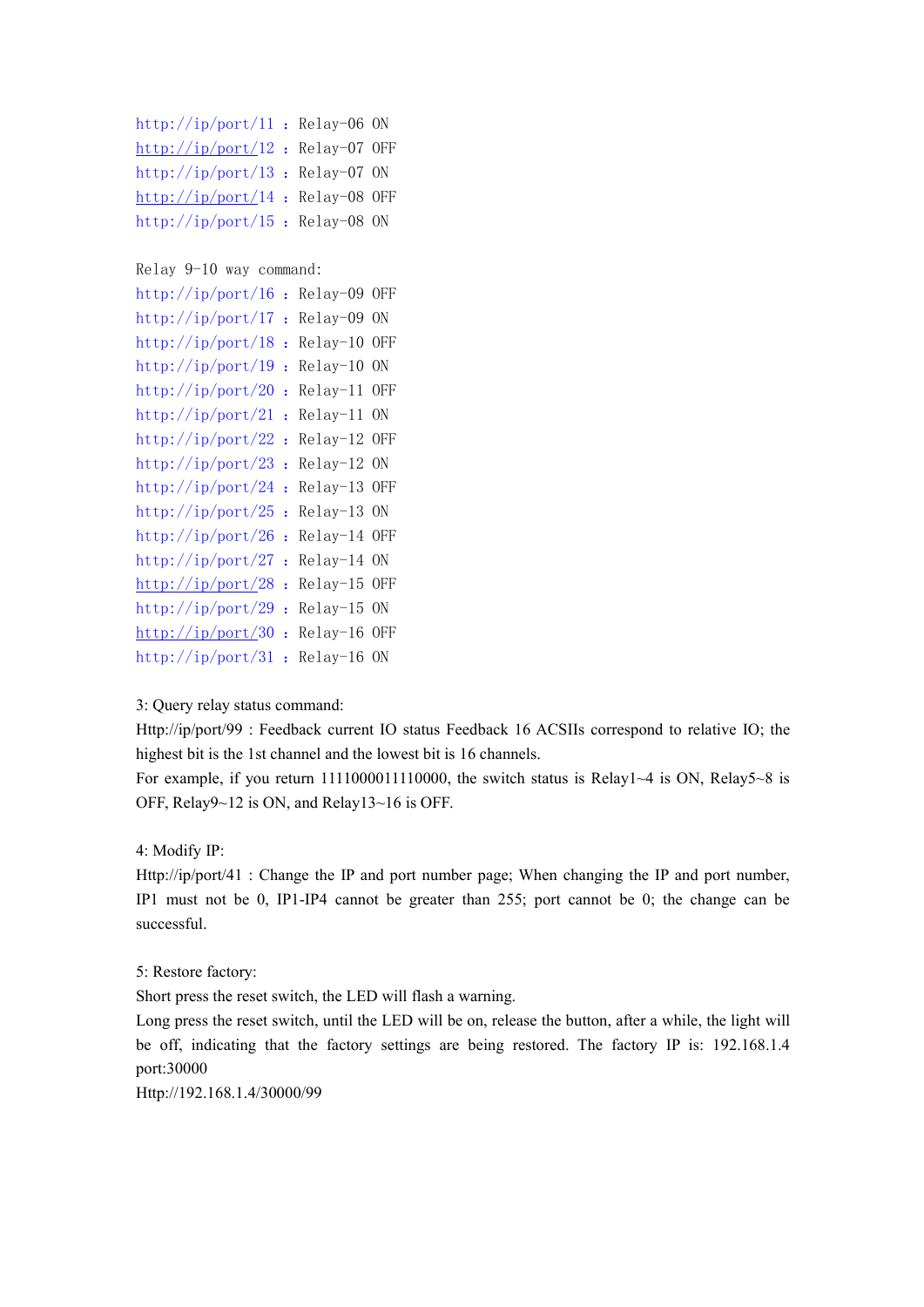http://ip/port/11 ： Relay-06 ON
http://ip/port/12 ： Relay-07 OFF
http://ip/port/13 ： Relay-07 ON
http://ip/port/14 ： Relay-08 OFF
http://ip/port/15 ： Relay-08 ON

Relay 9-10 way command:
http://ip/port/16 ： Relay-09 OFF
http://ip/port/17 ： Relay-09 ON
http://ip/port/18 ： Relay-10 OFF
http://ip/port/19 ： Relay-10 ON
http://ip/port/20 ： Relay-11 OFF
http://ip/port/21 ： Relay-11 ON
http://ip/port/22 ： Relay-12 OFF
http://ip/port/23 ： Relay-12 ON
http://ip/port/24 ： Relay-13 OFF
http://ip/port/25 ： Relay-13 ON
http://ip/port/26 ： Relay-14 OFF
http://ip/port/27 ： Relay-14 ON
http://ip/port/28 ： Relay-15 OFF
http://ip/port/29 ： Relay-15 ON
http://ip/port/30 ： Relay-16 OFF
http://ip/port/31 ： Relay-16 ON

3: Query relay status command:
Http://ip/port/99 : Feedback current IO status Feedback 16 ACSIIs correspond to relative IO; the highest bit is the 1st channel and the lowest bit is 16 channels.
For example, if you return 1111000011110000, the switch status is Relay1~4 is ON, Relay5~8 is OFF, Relay9~12 is ON, and Relay13~16 is OFF.

4: Modify IP:
Http://ip/port/41 : Change the IP and port number page; When changing the IP and port number, IP1 must not be 0, IP1-IP4 cannot be greater than 255; port cannot be 0; the change can be successful.

5: Restore factory:
Short press the reset switch, the LED will flash a warning.
Long press the reset switch, until the LED will be on, release the button, after a while, the light will be off, indicating that the factory settings are being restored. The factory IP is: 192.168.1.4 port:30000
Http://192.168.1.4/30000/99